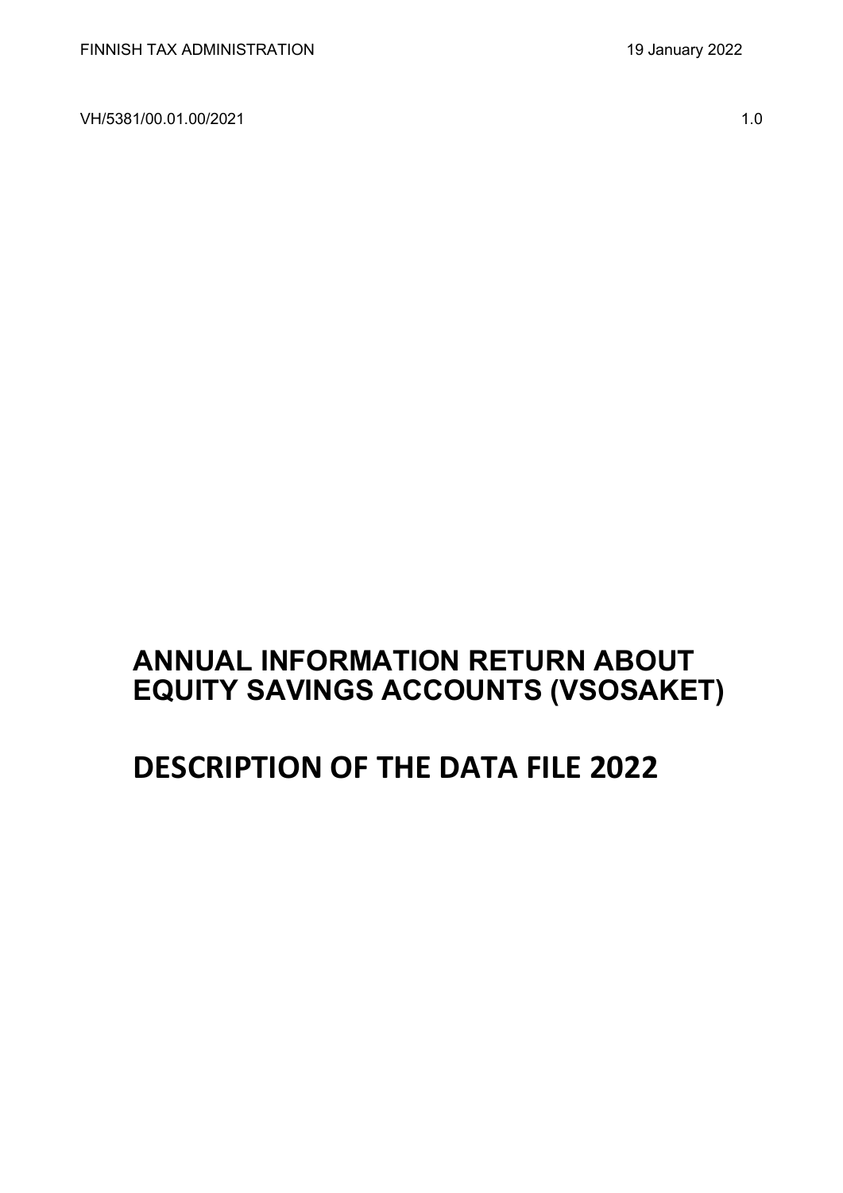FINNISH TAX ADMINISTRATION 19 January 2022

VH/5381/00.01.00/2021 1.0

# ANNUAL INFORMATION RETURN ABOUT EQUITY SAVINGS ACCOUNTS (VSOSAKET)

# DESCRIPTION OF THE DATA FILE 2022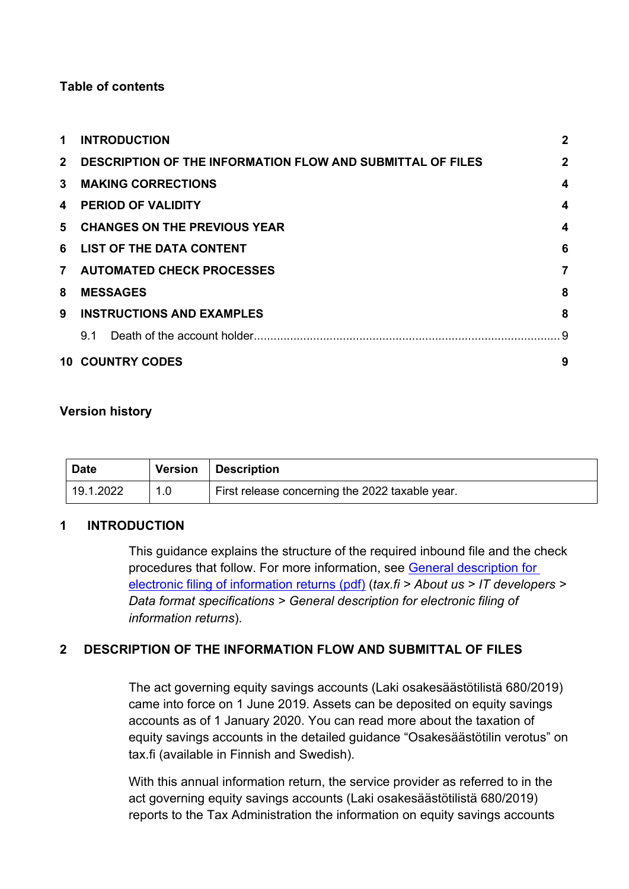**Table of contents**

| | | |
|---|---|---|
| 1 | INTRODUCTION | 2 |
| 2 | DESCRIPTION OF THE INFORMATION FLOW AND SUBMITTAL OF FILES | 2 |
| 3 | MAKING CORRECTIONS | 4 |
| 4 | PERIOD OF VALIDITY | 4 |
| 5 | CHANGES ON THE PREVIOUS YEAR | 4 |
| 6 | LIST OF THE DATA CONTENT | 6 |
| 7 | AUTOMATED CHECK PROCESSES | 7 |
| 8 | MESSAGES | 8 |
| 9 | INSTRUCTIONS AND EXAMPLES | 8 |
| | 9.1 Death of the account holder | 9 |
| 10 | COUNTRY CODES | 9 |

**Version history**

| Date | Version | Description |
|---|---|---|
| 19.1.2022 | 1.0 | First release concerning the 2022 taxable year. |

## 1 INTRODUCTION

This guidance explains the structure of the required inbound file and the check procedures that follow. For more information, see General description for electronic filing of information returns (pdf) (*tax.fi > About us > IT developers > Data format specifications > General description for electronic filing of information returns*).

## 2 DESCRIPTION OF THE INFORMATION FLOW AND SUBMITTAL OF FILES

The act governing equity savings accounts (Laki osakesäästötilistä 680/2019) came into force on 1 June 2019. Assets can be deposited on equity savings accounts as of 1 January 2020. You can read more about the taxation of equity savings accounts in the detailed guidance “Osakesäästötilin verotus” on tax.fi (available in Finnish and Swedish).

With this annual information return, the service provider as referred to in the act governing equity savings accounts (Laki osakesäästötilistä 680/2019) reports to the Tax Administration the information on equity savings accounts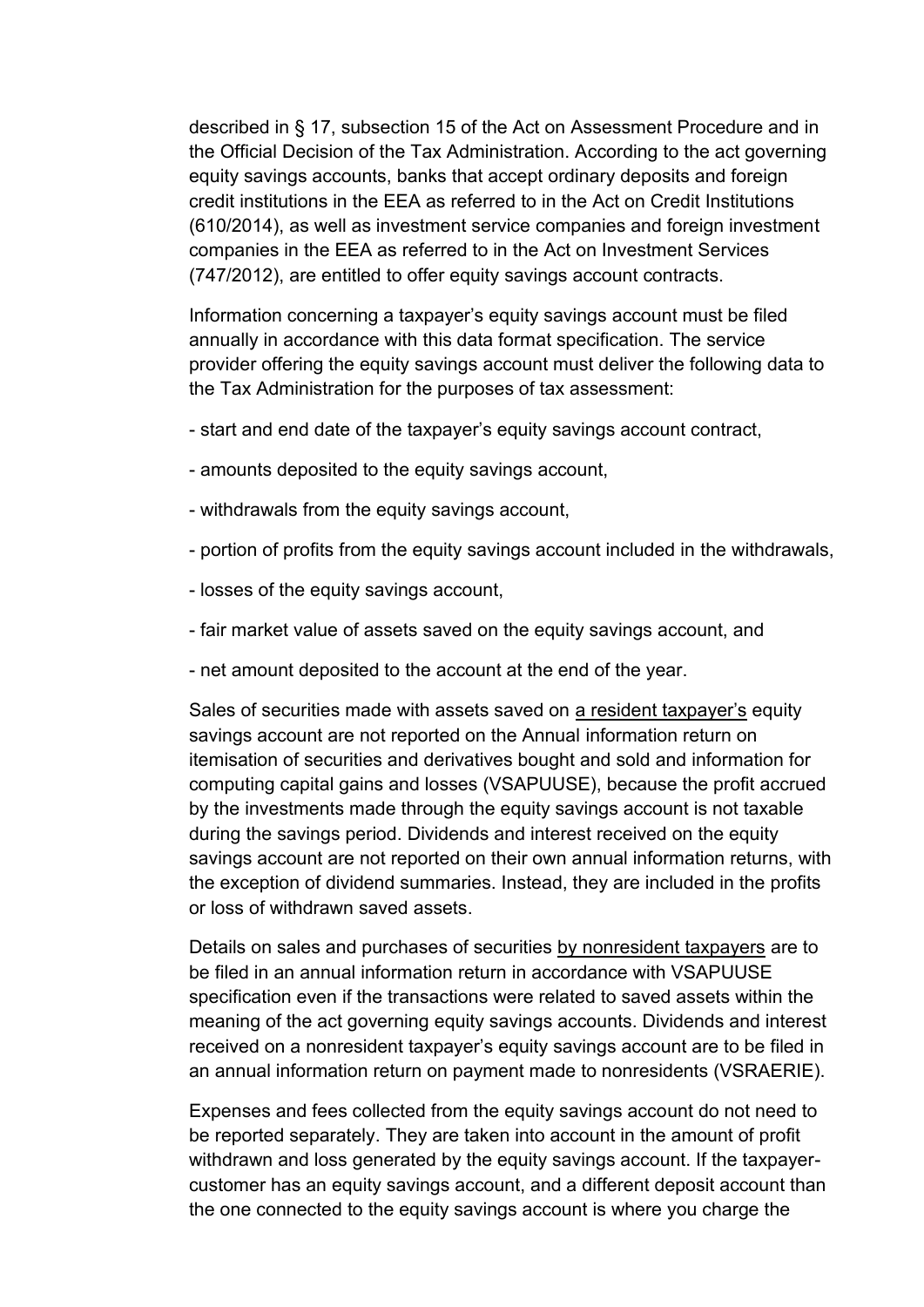described in § 17, subsection 15 of the Act on Assessment Procedure and in the Official Decision of the Tax Administration. According to the act governing equity savings accounts, banks that accept ordinary deposits and foreign credit institutions in the EEA as referred to in the Act on Credit Institutions (610/2014), as well as investment service companies and foreign investment companies in the EEA as referred to in the Act on Investment Services (747/2012), are entitled to offer equity savings account contracts.

Information concerning a taxpayer's equity savings account must be filed annually in accordance with this data format specification. The service provider offering the equity savings account must deliver the following data to the Tax Administration for the purposes of tax assessment:

- start and end date of the taxpayer's equity savings account contract,
- amounts deposited to the equity savings account,
- withdrawals from the equity savings account,
- portion of profits from the equity savings account included in the withdrawals,
- losses of the equity savings account,
- fair market value of assets saved on the equity savings account, and
- net amount deposited to the account at the end of the year.

Sales of securities made with assets saved on <u>a resident taxpayer's</u> equity savings account are not reported on the Annual information return on itemisation of securities and derivatives bought and sold and information for computing capital gains and losses (VSAPUUSE), because the profit accrued by the investments made through the equity savings account is not taxable during the savings period. Dividends and interest received on the equity savings account are not reported on their own annual information returns, with the exception of dividend summaries. Instead, they are included in the profits or loss of withdrawn saved assets.

Details on sales and purchases of securities <u>by nonresident taxpayers</u> are to be filed in an annual information return in accordance with VSAPUUSE specification even if the transactions were related to saved assets within the meaning of the act governing equity savings accounts. Dividends and interest received on a nonresident taxpayer's equity savings account are to be filed in an annual information return on payment made to nonresidents (VSRAERIE).

Expenses and fees collected from the equity savings account do not need to be reported separately. They are taken into account in the amount of profit withdrawn and loss generated by the equity savings account. If the taxpayer-customer has an equity savings account, and a different deposit account than the one connected to the equity savings account is where you charge the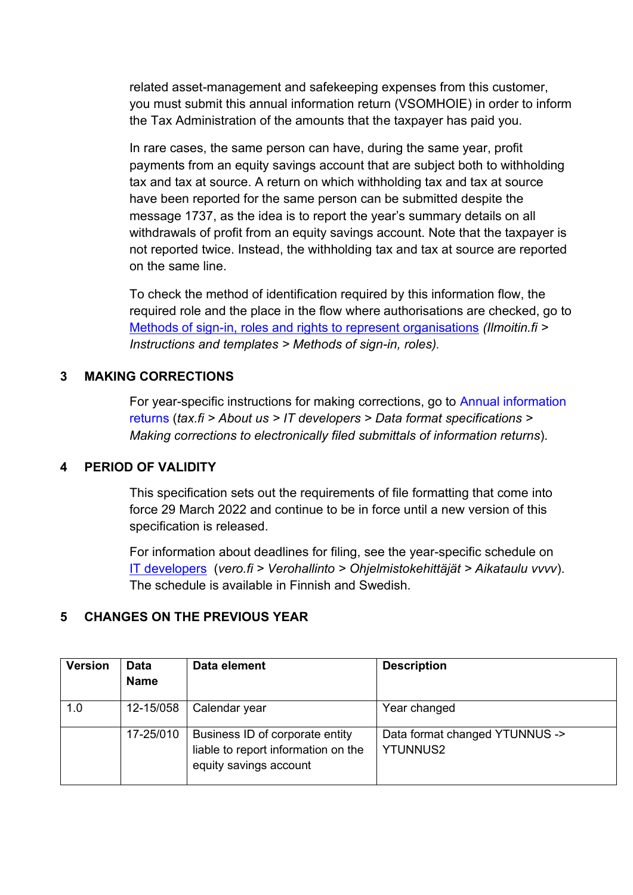related asset-management and safekeeping expenses from this customer, you must submit this annual information return (VSOMHOIE) in order to inform the Tax Administration of the amounts that the taxpayer has paid you.

In rare cases, the same person can have, during the same year, profit payments from an equity savings account that are subject both to withholding tax and tax at source. A return on which withholding tax and tax at source have been reported for the same person can be submitted despite the message 1737, as the idea is to report the year's summary details on all withdrawals of profit from an equity savings account. Note that the taxpayer is not reported twice. Instead, the withholding tax and tax at source are reported on the same line.

To check the method of identification required by this information flow, the required role and the place in the flow where authorisations are checked, go to Methods of sign-in, roles and rights to represent organisations *(Ilmoitin.fi > Instructions and templates > Methods of sign-in, roles).*

## 3 MAKING CORRECTIONS

For year-specific instructions for making corrections, go to Annual information returns (*tax.fi > About us > IT developers > Data format specifications > Making corrections to electronically filed submittals of information returns*).

## 4 PERIOD OF VALIDITY

This specification sets out the requirements of file formatting that come into force 29 March 2022 and continue to be in force until a new version of this specification is released.

For information about deadlines for filing, see the year-specific schedule on IT developers (*vero.fi > Verohallinto > Ohjelmistokehittäjät > Aikataulu vvvv*). The schedule is available in Finnish and Swedish.

## 5 CHANGES ON THE PREVIOUS YEAR

| Version | Data Name | Data element | Description |
|---|---|---|---|
| 1.0 | 12-15/058 | Calendar year | Year changed |
| | 17-25/010 | Business ID of corporate entity liable to report information on the equity savings account | Data format changed YTUNNUS -> YTUNNUS2 |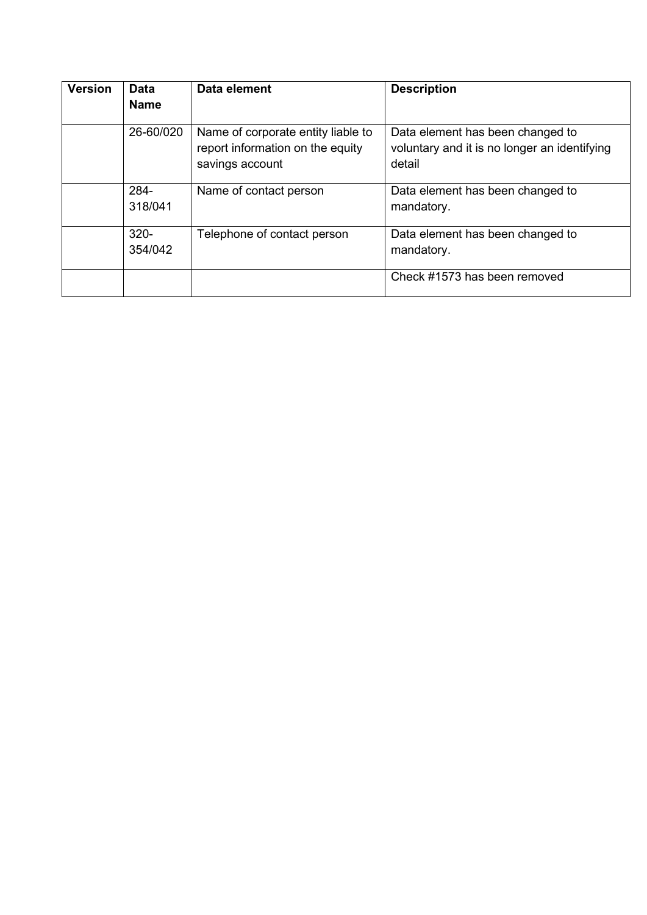| Version | Data Name | Data element | Description |
|---|---|---|---|
| | 26-60/020 | Name of corporate entity liable to report information on the equity savings account | Data element has been changed to voluntary and it is no longer an identifying detail |
| | 284-318/041 | Name of contact person | Data element has been changed to mandatory. |
| | 320-354/042 | Telephone of contact person | Data element has been changed to mandatory. |
| | | | Check #1573 has been removed |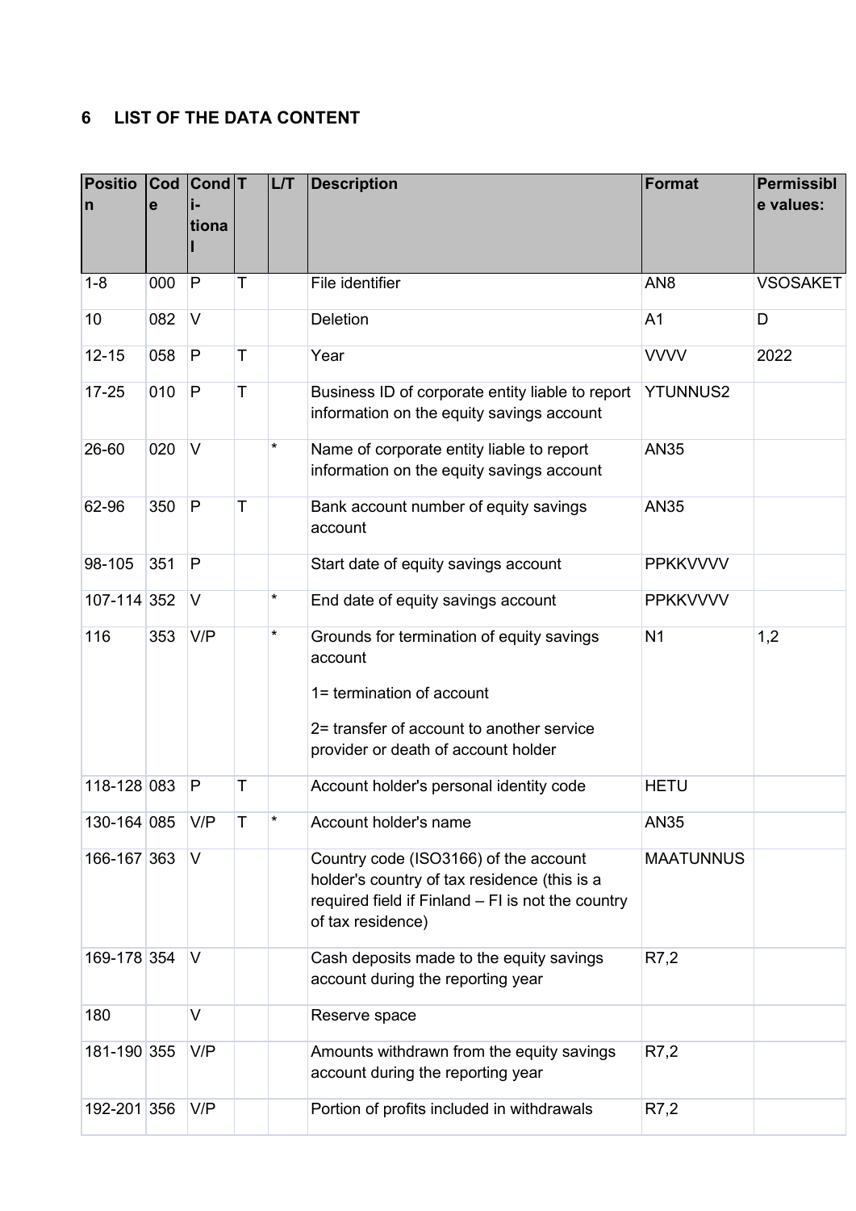## 6 LIST OF THE DATA CONTENT

| Position | Code | Conditional | T | L/T | Description | Format | Permissible values: |
|---|---|---|---|---|---|---|---|
| 1-8 | 000 | P | T | | File identifier | AN8 | VSOSAKET |
| 10 | 082 | V | | | Deletion | A1 | D |
| 12-15 | 058 | P | T | | Year | VVVV | 2022 |
| 17-25 | 010 | P | T | | Business ID of corporate entity liable to report information on the equity savings account | YTUNNUS2 | |
| 26-60 | 020 | V | | * | Name of corporate entity liable to report information on the equity savings account | AN35 | |
| 62-96 | 350 | P | T | | Bank account number of equity savings account | AN35 | |
| 98-105 | 351 | P | | | Start date of equity savings account | PPKKVVVV | |
| 107-114 | 352 | V | | * | End date of equity savings account | PPKKVVVV | |
| 116 | 353 | V/P | | * | Grounds for termination of equity savings account<br><br>1= termination of account<br><br>2= transfer of account to another service provider or death of account holder | N1 | 1,2 |
| 118-128 | 083 | P | T | | Account holder's personal identity code | HETU | |
| 130-164 | 085 | V/P | T | * | Account holder's name | AN35 | |
| 166-167 | 363 | V | | | Country code (ISO3166) of the account holder's country of tax residence (this is a required field if Finland – FI is not the country of tax residence) | MAATUNNUS | |
| 169-178 | 354 | V | | | Cash deposits made to the equity savings account during the reporting year | R7,2 | |
| 180 | | V | | | Reserve space | | |
| 181-190 | 355 | V/P | | | Amounts withdrawn from the equity savings account during the reporting year | R7,2 | |
| 192-201 | 356 | V/P | | | Portion of profits included in withdrawals | R7,2 | |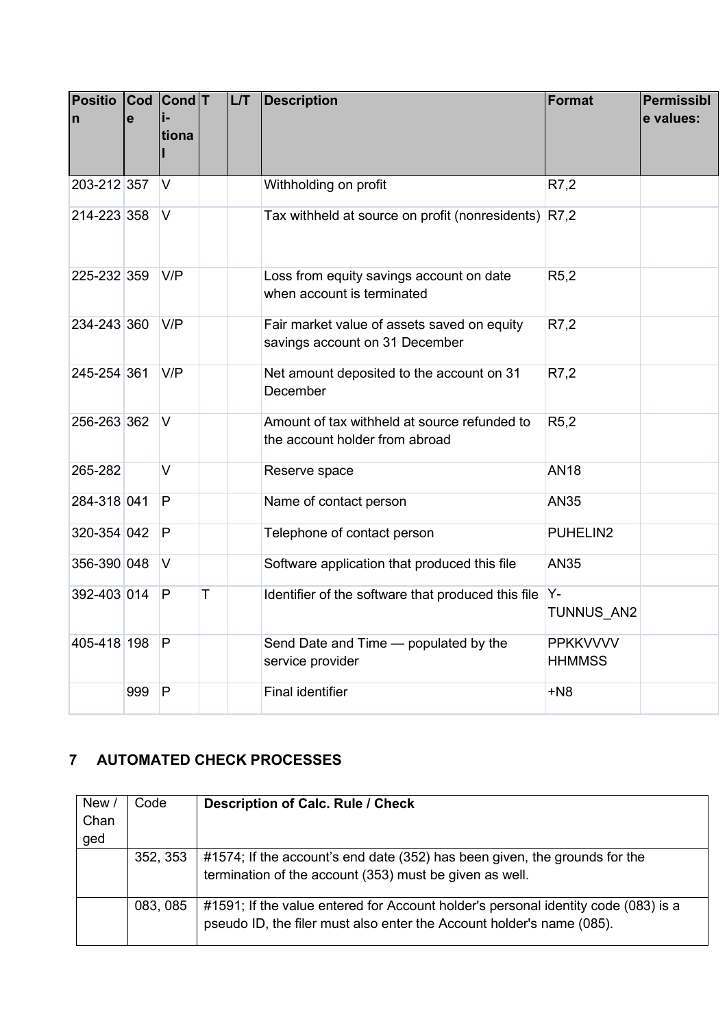| Position | Code | Conditional | T | L/T | Description | Format | Permissible values: |
|---|---|---|---|---|---|---|---|
| 203-212 | 357 | V | | | Withholding on profit | R7,2 | |
| 214-223 | 358 | V | | | Tax withheld at source on profit (nonresidents) | R7,2 | |
| 225-232 | 359 | V/P | | | Loss from equity savings account on date when account is terminated | R5,2 | |
| 234-243 | 360 | V/P | | | Fair market value of assets saved on equity savings account on 31 December | R7,2 | |
| 245-254 | 361 | V/P | | | Net amount deposited to the account on 31 December | R7,2 | |
| 256-263 | 362 | V | | | Amount of tax withheld at source refunded to the account holder from abroad | R5,2 | |
| 265-282 | | V | | | Reserve space | AN18 | |
| 284-318 | 041 | P | | | Name of contact person | AN35 | |
| 320-354 | 042 | P | | | Telephone of contact person | PUHELIN2 | |
| 356-390 | 048 | V | | | Software application that produced this file | AN35 | |
| 392-403 | 014 | P | T | | Identifier of the software that produced this file | Y-TUNNUS_AN2 | |
| 405-418 | 198 | P | | | Send Date and Time — populated by the service provider | PPKKVVVV HHMMSS | |
| | 999 | P | | | Final identifier | +N8 | |

## 7 AUTOMATED CHECK PROCESSES

| New / Changed | Code | Description of Calc. Rule / Check |
|---|---|---|
| | 352, 353 | #1574; If the account's end date (352) has been given, the grounds for the termination of the account (353) must be given as well. |
| | 083, 085 | #1591; If the value entered for Account holder's personal identity code (083) is a pseudo ID, the filer must also enter the Account holder's name (085). |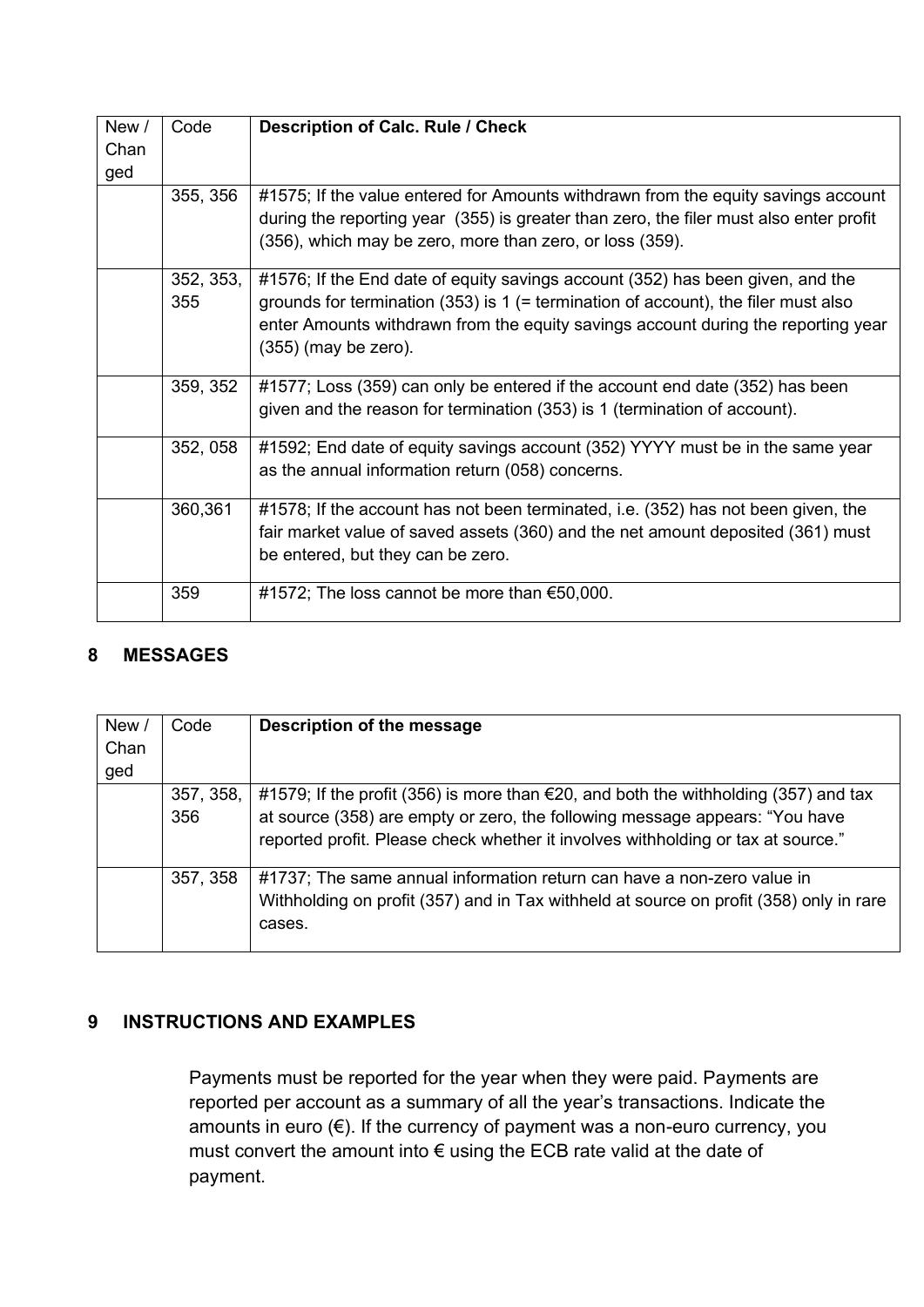| New / Changed | Code | **Description of Calc. Rule / Check** |
|---|---|---|
| | 355, 356 | #1575; If the value entered for Amounts withdrawn from the equity savings account during the reporting year (355) is greater than zero, the filer must also enter profit (356), which may be zero, more than zero, or loss (359). |
| | 352, 353, 355 | #1576; If the End date of equity savings account (352) has been given, and the grounds for termination (353) is 1 (= termination of account), the filer must also enter Amounts withdrawn from the equity savings account during the reporting year (355) (may be zero). |
| | 359, 352 | #1577; Loss (359) can only be entered if the account end date (352) has been given and the reason for termination (353) is 1 (termination of account). |
| | 352, 058 | #1592; End date of equity savings account (352) YYYY must be in the same year as the annual information return (058) concerns. |
| | 360,361 | #1578; If the account has not been terminated, i.e. (352) has not been given, the fair market value of saved assets (360) and the net amount deposited (361) must be entered, but they can be zero. |
| | 359 | #1572; The loss cannot be more than €50,000. |

## 8 MESSAGES

| New / Changed | Code | **Description of the message** |
|---|---|---|
| | 357, 358, 356 | #1579; If the profit (356) is more than €20, and both the withholding (357) and tax at source (358) are empty or zero, the following message appears: "You have reported profit. Please check whether it involves withholding or tax at source." |
| | 357, 358 | #1737; The same annual information return can have a non-zero value in Withholding on profit (357) and in Tax withheld at source on profit (358) only in rare cases. |

## 9 INSTRUCTIONS AND EXAMPLES

Payments must be reported for the year when they were paid. Payments are reported per account as a summary of all the year's transactions. Indicate the amounts in euro (€). If the currency of payment was a non-euro currency, you must convert the amount into € using the ECB rate valid at the date of payment.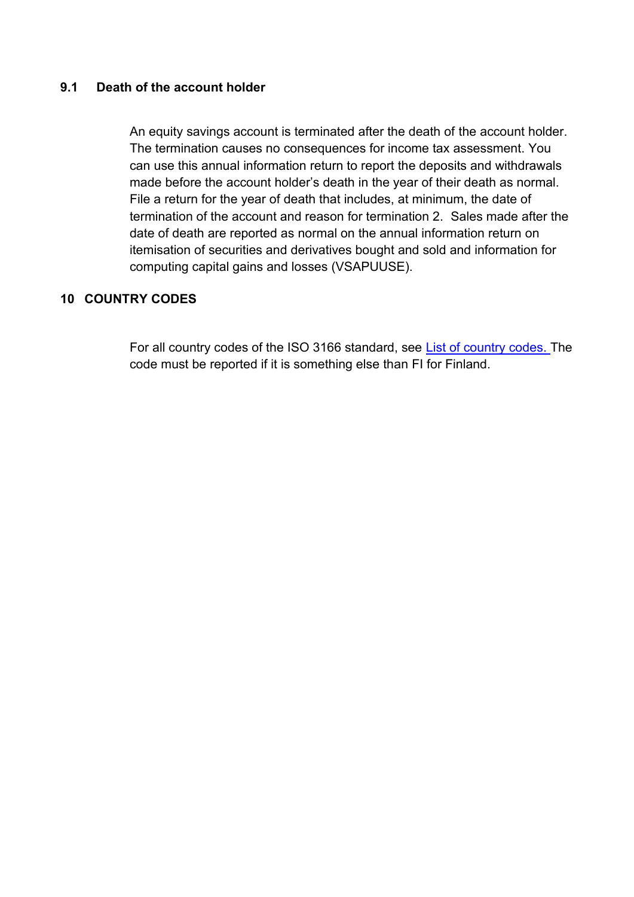### 9.1 Death of the account holder

An equity savings account is terminated after the death of the account holder. The termination causes no consequences for income tax assessment. You can use this annual information return to report the deposits and withdrawals made before the account holder's death in the year of their death as normal. File a return for the year of death that includes, at minimum, the date of termination of the account and reason for termination 2. Sales made after the date of death are reported as normal on the annual information return on itemisation of securities and derivatives bought and sold and information for computing capital gains and losses (VSAPUUSE).

## 10 COUNTRY CODES

For all country codes of the ISO 3166 standard, see List of country codes. The code must be reported if it is something else than FI for Finland.